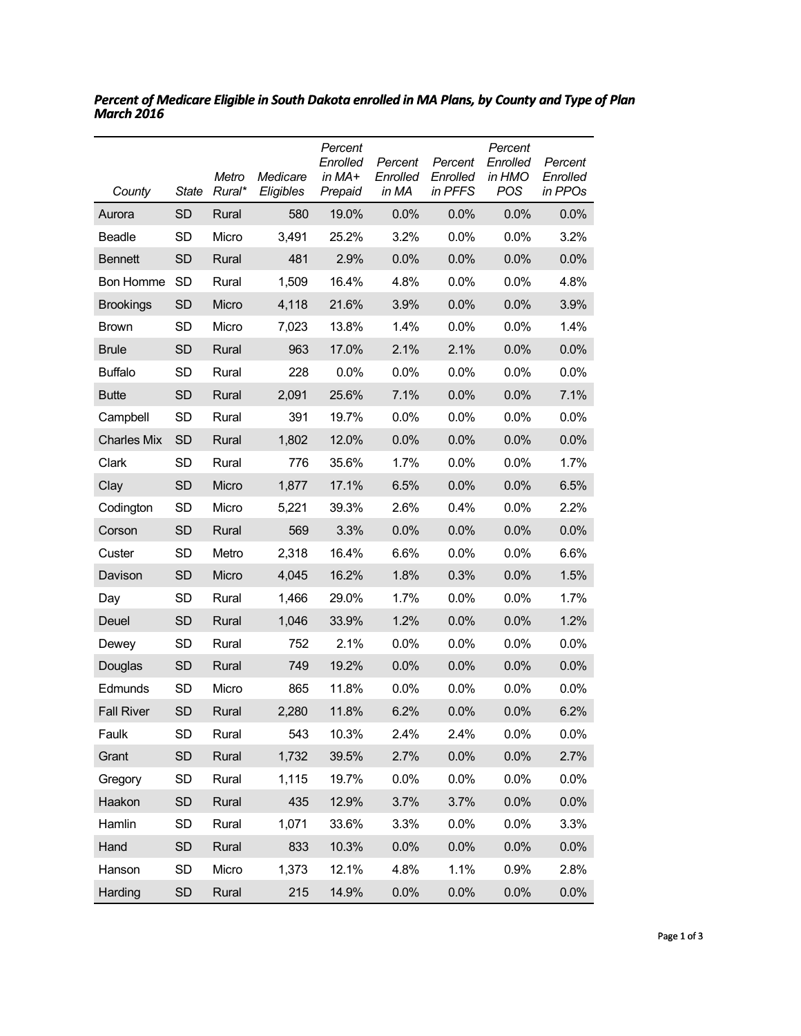***Percent of Medicare Eligible in South Dakota enrolled in MA Plans, by County and Type of Plan March 2016***

| County | State | Metro Rural* | Medicare Eligibles | Percent Enrolled in MA+ Prepaid | Percent Enrolled in MA | Percent Enrolled in PFFS | Percent Enrolled in HMO POS | Percent Enrolled in PPOs |
|---|---|---|---|---|---|---|---|---|
| Aurora | SD | Rural | 580 | 19.0% | 0.0% | 0.0% | 0.0% | 0.0% |
| Beadle | SD | Micro | 3,491 | 25.2% | 3.2% | 0.0% | 0.0% | 3.2% |
| Bennett | SD | Rural | 481 | 2.9% | 0.0% | 0.0% | 0.0% | 0.0% |
| Bon Homme | SD | Rural | 1,509 | 16.4% | 4.8% | 0.0% | 0.0% | 4.8% |
| Brookings | SD | Micro | 4,118 | 21.6% | 3.9% | 0.0% | 0.0% | 3.9% |
| Brown | SD | Micro | 7,023 | 13.8% | 1.4% | 0.0% | 0.0% | 1.4% |
| Brule | SD | Rural | 963 | 17.0% | 2.1% | 2.1% | 0.0% | 0.0% |
| Buffalo | SD | Rural | 228 | 0.0% | 0.0% | 0.0% | 0.0% | 0.0% |
| Butte | SD | Rural | 2,091 | 25.6% | 7.1% | 0.0% | 0.0% | 7.1% |
| Campbell | SD | Rural | 391 | 19.7% | 0.0% | 0.0% | 0.0% | 0.0% |
| Charles Mix | SD | Rural | 1,802 | 12.0% | 0.0% | 0.0% | 0.0% | 0.0% |
| Clark | SD | Rural | 776 | 35.6% | 1.7% | 0.0% | 0.0% | 1.7% |
| Clay | SD | Micro | 1,877 | 17.1% | 6.5% | 0.0% | 0.0% | 6.5% |
| Codington | SD | Micro | 5,221 | 39.3% | 2.6% | 0.4% | 0.0% | 2.2% |
| Corson | SD | Rural | 569 | 3.3% | 0.0% | 0.0% | 0.0% | 0.0% |
| Custer | SD | Metro | 2,318 | 16.4% | 6.6% | 0.0% | 0.0% | 6.6% |
| Davison | SD | Micro | 4,045 | 16.2% | 1.8% | 0.3% | 0.0% | 1.5% |
| Day | SD | Rural | 1,466 | 29.0% | 1.7% | 0.0% | 0.0% | 1.7% |
| Deuel | SD | Rural | 1,046 | 33.9% | 1.2% | 0.0% | 0.0% | 1.2% |
| Dewey | SD | Rural | 752 | 2.1% | 0.0% | 0.0% | 0.0% | 0.0% |
| Douglas | SD | Rural | 749 | 19.2% | 0.0% | 0.0% | 0.0% | 0.0% |
| Edmunds | SD | Micro | 865 | 11.8% | 0.0% | 0.0% | 0.0% | 0.0% |
| Fall River | SD | Rural | 2,280 | 11.8% | 6.2% | 0.0% | 0.0% | 6.2% |
| Faulk | SD | Rural | 543 | 10.3% | 2.4% | 2.4% | 0.0% | 0.0% |
| Grant | SD | Rural | 1,732 | 39.5% | 2.7% | 0.0% | 0.0% | 2.7% |
| Gregory | SD | Rural | 1,115 | 19.7% | 0.0% | 0.0% | 0.0% | 0.0% |
| Haakon | SD | Rural | 435 | 12.9% | 3.7% | 3.7% | 0.0% | 0.0% |
| Hamlin | SD | Rural | 1,071 | 33.6% | 3.3% | 0.0% | 0.0% | 3.3% |
| Hand | SD | Rural | 833 | 10.3% | 0.0% | 0.0% | 0.0% | 0.0% |
| Hanson | SD | Micro | 1,373 | 12.1% | 4.8% | 1.1% | 0.9% | 2.8% |
| Harding | SD | Rural | 215 | 14.9% | 0.0% | 0.0% | 0.0% | 0.0% |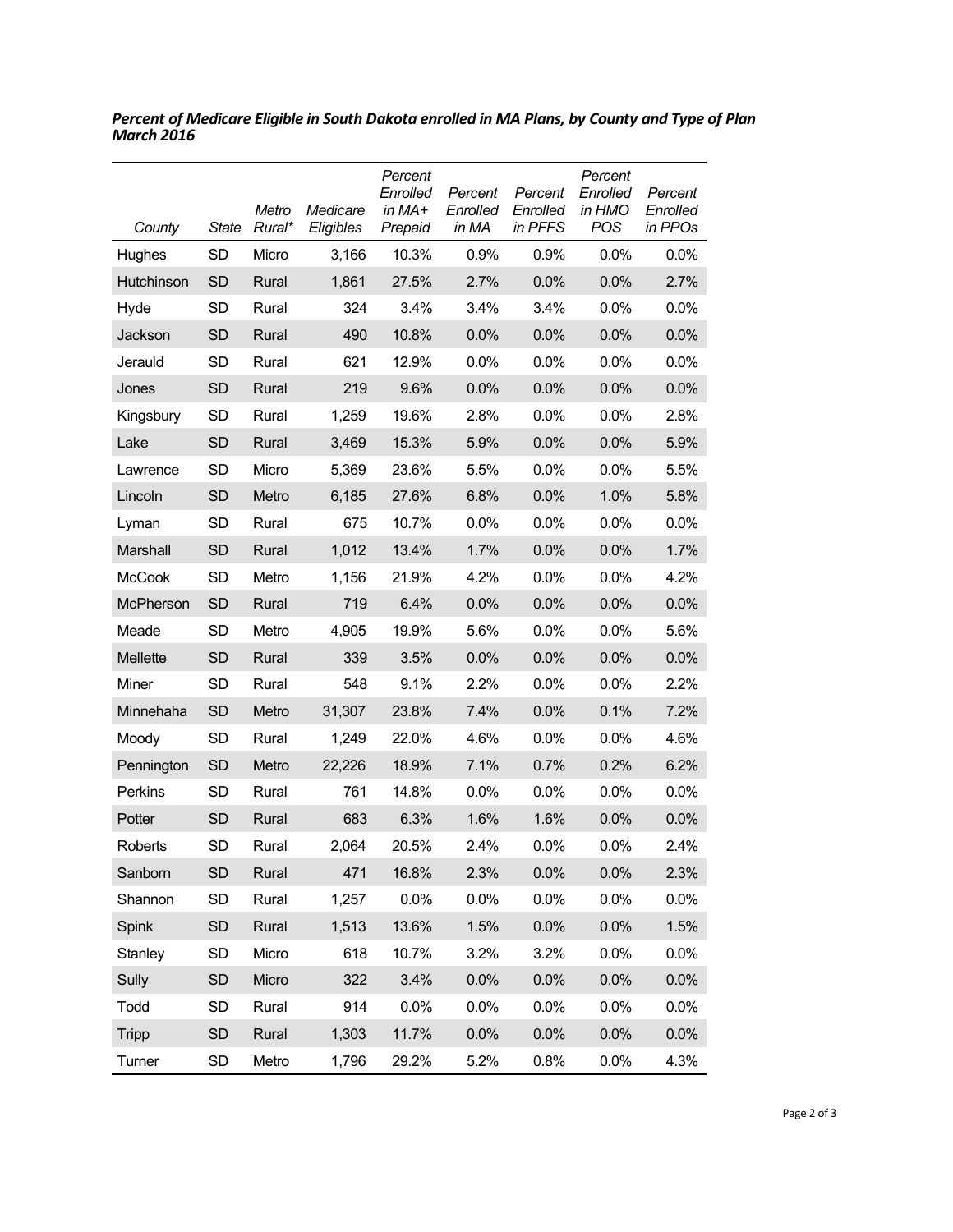***Percent of Medicare Eligible in South Dakota enrolled in MA Plans, by County and Type of Plan March 2016***

| *County* | *State* | *Metro Rural** | *Medicare Eligibles* | *Percent Enrolled in MA+ Prepaid* | *Percent Enrolled in MA* | *Percent Enrolled in PFFS* | *Percent Enrolled in HMO POS* | *Percent Enrolled in PPOs* |
|---|---|---|---|---|---|---|---|---|
| Hughes | SD | Micro | 3,166 | 10.3% | 0.9% | 0.9% | 0.0% | 0.0% |
| Hutchinson | SD | Rural | 1,861 | 27.5% | 2.7% | 0.0% | 0.0% | 2.7% |
| Hyde | SD | Rural | 324 | 3.4% | 3.4% | 3.4% | 0.0% | 0.0% |
| Jackson | SD | Rural | 490 | 10.8% | 0.0% | 0.0% | 0.0% | 0.0% |
| Jerauld | SD | Rural | 621 | 12.9% | 0.0% | 0.0% | 0.0% | 0.0% |
| Jones | SD | Rural | 219 | 9.6% | 0.0% | 0.0% | 0.0% | 0.0% |
| Kingsbury | SD | Rural | 1,259 | 19.6% | 2.8% | 0.0% | 0.0% | 2.8% |
| Lake | SD | Rural | 3,469 | 15.3% | 5.9% | 0.0% | 0.0% | 5.9% |
| Lawrence | SD | Micro | 5,369 | 23.6% | 5.5% | 0.0% | 0.0% | 5.5% |
| Lincoln | SD | Metro | 6,185 | 27.6% | 6.8% | 0.0% | 1.0% | 5.8% |
| Lyman | SD | Rural | 675 | 10.7% | 0.0% | 0.0% | 0.0% | 0.0% |
| Marshall | SD | Rural | 1,012 | 13.4% | 1.7% | 0.0% | 0.0% | 1.7% |
| McCook | SD | Metro | 1,156 | 21.9% | 4.2% | 0.0% | 0.0% | 4.2% |
| McPherson | SD | Rural | 719 | 6.4% | 0.0% | 0.0% | 0.0% | 0.0% |
| Meade | SD | Metro | 4,905 | 19.9% | 5.6% | 0.0% | 0.0% | 5.6% |
| Mellette | SD | Rural | 339 | 3.5% | 0.0% | 0.0% | 0.0% | 0.0% |
| Miner | SD | Rural | 548 | 9.1% | 2.2% | 0.0% | 0.0% | 2.2% |
| Minnehaha | SD | Metro | 31,307 | 23.8% | 7.4% | 0.0% | 0.1% | 7.2% |
| Moody | SD | Rural | 1,249 | 22.0% | 4.6% | 0.0% | 0.0% | 4.6% |
| Pennington | SD | Metro | 22,226 | 18.9% | 7.1% | 0.7% | 0.2% | 6.2% |
| Perkins | SD | Rural | 761 | 14.8% | 0.0% | 0.0% | 0.0% | 0.0% |
| Potter | SD | Rural | 683 | 6.3% | 1.6% | 1.6% | 0.0% | 0.0% |
| Roberts | SD | Rural | 2,064 | 20.5% | 2.4% | 0.0% | 0.0% | 2.4% |
| Sanborn | SD | Rural | 471 | 16.8% | 2.3% | 0.0% | 0.0% | 2.3% |
| Shannon | SD | Rural | 1,257 | 0.0% | 0.0% | 0.0% | 0.0% | 0.0% |
| Spink | SD | Rural | 1,513 | 13.6% | 1.5% | 0.0% | 0.0% | 1.5% |
| Stanley | SD | Micro | 618 | 10.7% | 3.2% | 3.2% | 0.0% | 0.0% |
| Sully | SD | Micro | 322 | 3.4% | 0.0% | 0.0% | 0.0% | 0.0% |
| Todd | SD | Rural | 914 | 0.0% | 0.0% | 0.0% | 0.0% | 0.0% |
| Tripp | SD | Rural | 1,303 | 11.7% | 0.0% | 0.0% | 0.0% | 0.0% |
| Turner | SD | Metro | 1,796 | 29.2% | 5.2% | 0.8% | 0.0% | 4.3% |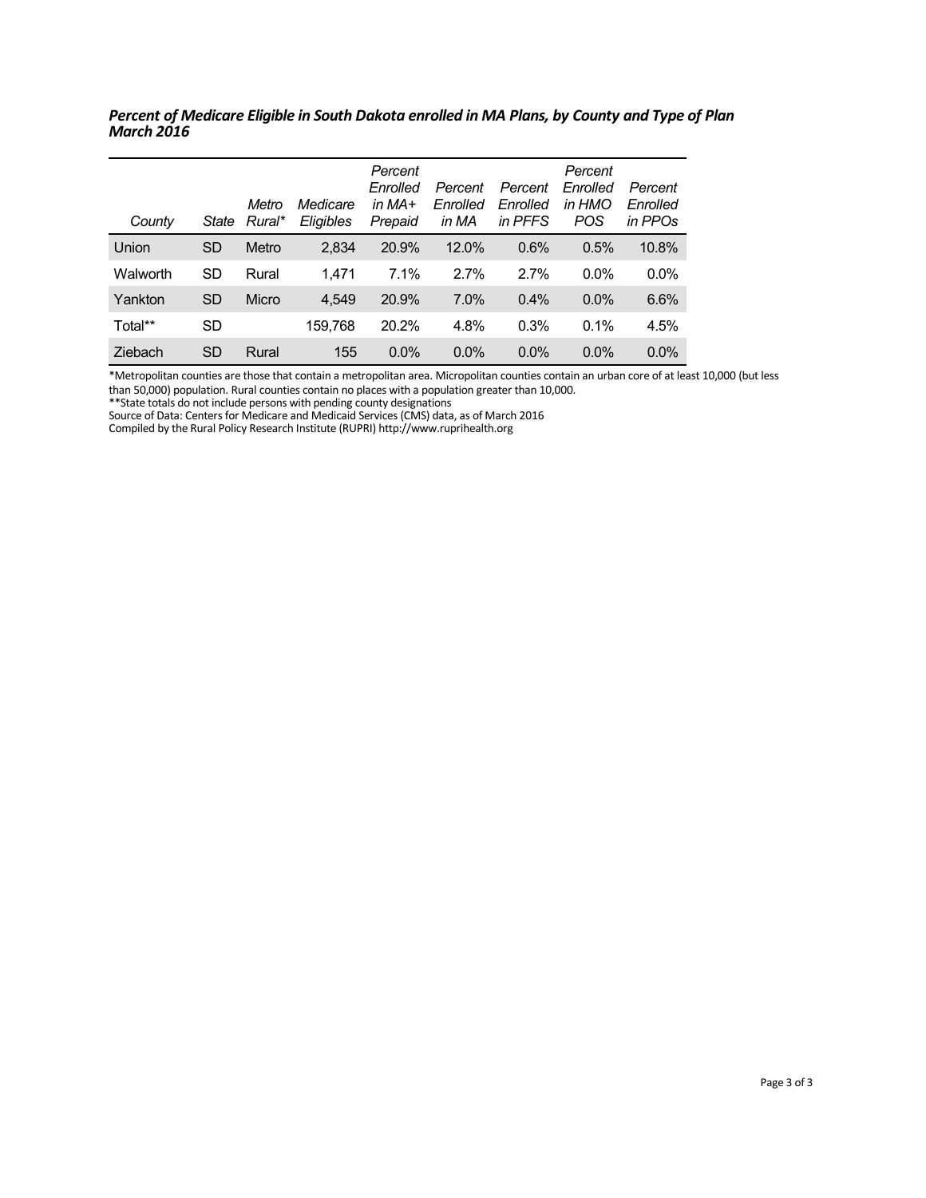***Percent of Medicare Eligible in South Dakota enrolled in MA Plans, by County and Type of Plan March 2016***

| *County* | *State* | *Metro Rural\** | *Medicare Eligibles* | *Percent Enrolled in MA+ Prepaid* | *Percent Enrolled in MA* | *Percent Enrolled in PFFS* | *Percent Enrolled in HMO POS* | *Percent Enrolled in PPOs* |
|---|---|---|---|---|---|---|---|---|
| Union | SD | Metro | 2,834 | 20.9% | 12.0% | 0.6% | 0.5% | 10.8% |
| Walworth | SD | Rural | 1,471 | 7.1% | 2.7% | 2.7% | 0.0% | 0.0% |
| Yankton | SD | Micro | 4,549 | 20.9% | 7.0% | 0.4% | 0.0% | 6.6% |
| Total\*\* | SD | | 159,768 | 20.2% | 4.8% | 0.3% | 0.1% | 4.5% |
| Ziebach | SD | Rural | 155 | 0.0% | 0.0% | 0.0% | 0.0% | 0.0% |

*Metropolitan counties are those that contain a metropolitan area. Micropolitan counties contain an urban core of at least 10,000 (but less than 50,000) population. Rural counties contain no places with a population greater than 10,000.

**State totals do not include persons with pending county designations

Source of Data: Centers for Medicare and Medicaid Services (CMS) data, as of March 2016

Compiled by the Rural Policy Research Institute (RUPRI) http://www.ruprihealth.org